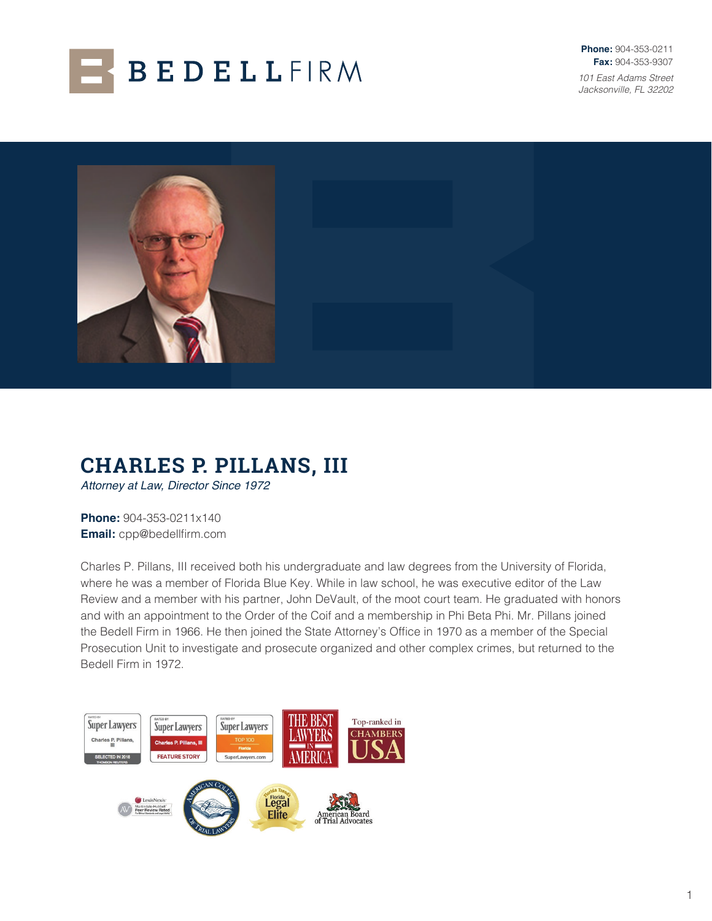BEDELLFIRM

**Phone:** 904-353-0211
**Fax:** 904-353-9307
*101 East Adams Street*
*Jacksonville, FL 32202*

# CHARLES P. PILLANS, III

*Attorney at Law, Director Since 1972*

**Phone:** 904-353-0211x140
**Email:** cpp@bedellfirm.com

Charles P. Pillans, III received both his undergraduate and law degrees from the University of Florida, where he was a member of Florida Blue Key. While in law school, he was executive editor of the Law Review and a member with his partner, John DeVault, of the moot court team. He graduated with honors and with an appointment to the Order of the Coif and a membership in Phi Beta Phi. Mr. Pillans joined the Bedell Firm in 1966. He then joined the State Attorney's Office in 1970 as a member of the Special Prosecution Unit to investigate and prosecute organized and other complex crimes, but returned to the Bedell Firm in 1972.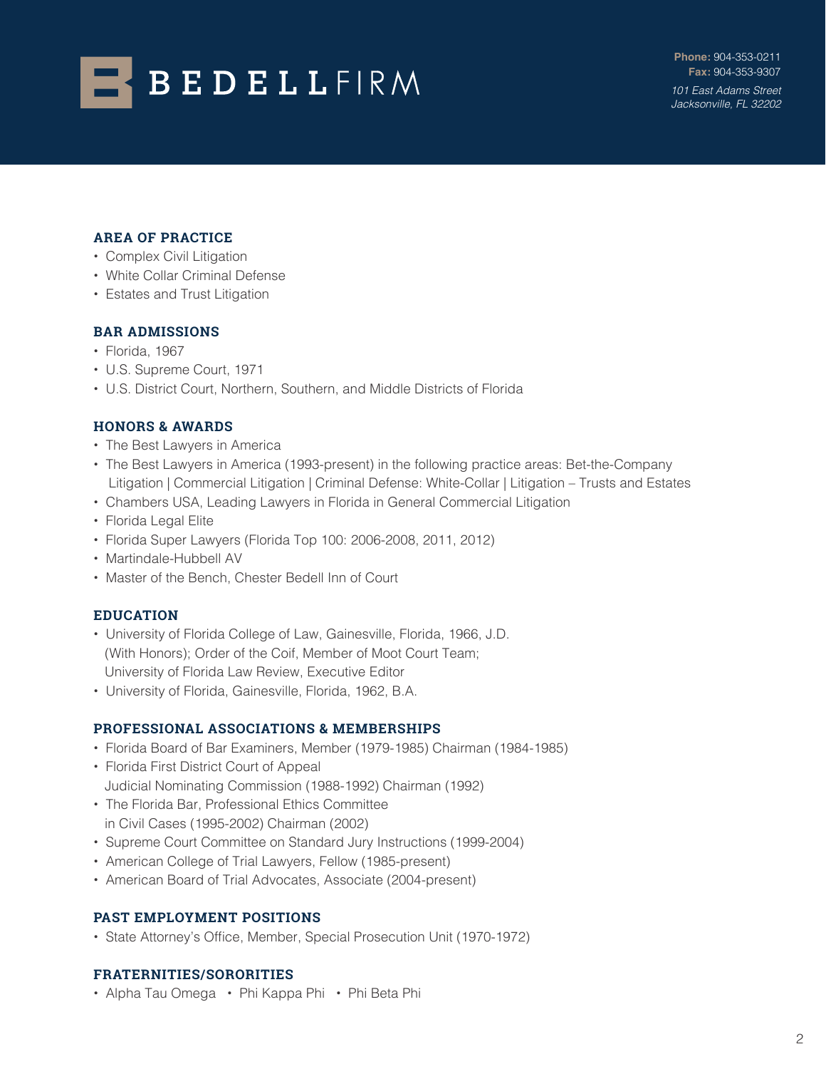BEDELLFIRM

**Phone:** 904-353-0211
**Fax:** 904-353-9307
*101 East Adams Street*
*Jacksonville, FL 32202*

## AREA OF PRACTICE

- Complex Civil Litigation
- White Collar Criminal Defense
- Estates and Trust Litigation

## BAR ADMISSIONS

- Florida, 1967
- U.S. Supreme Court, 1971
- U.S. District Court, Northern, Southern, and Middle Districts of Florida

## HONORS & AWARDS

- The Best Lawyers in America
- The Best Lawyers in America (1993-present) in the following practice areas: Bet-the-Company Litigation | Commercial Litigation | Criminal Defense: White-Collar | Litigation – Trusts and Estates
- Chambers USA, Leading Lawyers in Florida in General Commercial Litigation
- Florida Legal Elite
- Florida Super Lawyers (Florida Top 100: 2006-2008, 2011, 2012)
- Martindale-Hubbell AV
- Master of the Bench, Chester Bedell Inn of Court

## EDUCATION

- University of Florida College of Law, Gainesville, Florida, 1966, J.D. (With Honors); Order of the Coif, Member of Moot Court Team; University of Florida Law Review, Executive Editor
- University of Florida, Gainesville, Florida, 1962, B.A.

## PROFESSIONAL ASSOCIATIONS & MEMBERSHIPS

- Florida Board of Bar Examiners, Member (1979-1985) Chairman (1984-1985)
- Florida First District Court of Appeal Judicial Nominating Commission (1988-1992) Chairman (1992)
- The Florida Bar, Professional Ethics Committee in Civil Cases (1995-2002) Chairman (2002)
- Supreme Court Committee on Standard Jury Instructions (1999-2004)
- American College of Trial Lawyers, Fellow (1985-present)
- American Board of Trial Advocates, Associate (2004-present)

## PAST EMPLOYMENT POSITIONS

- State Attorney's Office, Member, Special Prosecution Unit (1970-1972)

## FRATERNITIES/SORORITIES

- Alpha Tau Omega
- Phi Kappa Phi
- Phi Beta Phi